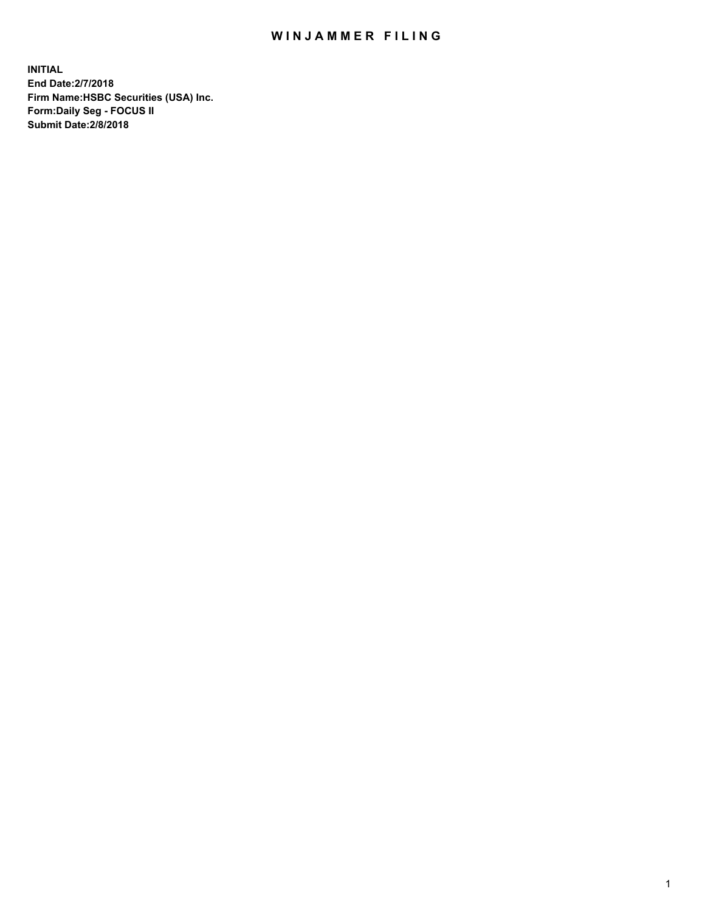# WINJAMMER FILING

**INITIAL**
**End Date:2/7/2018**
**Firm Name:HSBC Securities (USA) Inc.**
**Form:Daily Seg - FOCUS II**
**Submit Date:2/8/2018**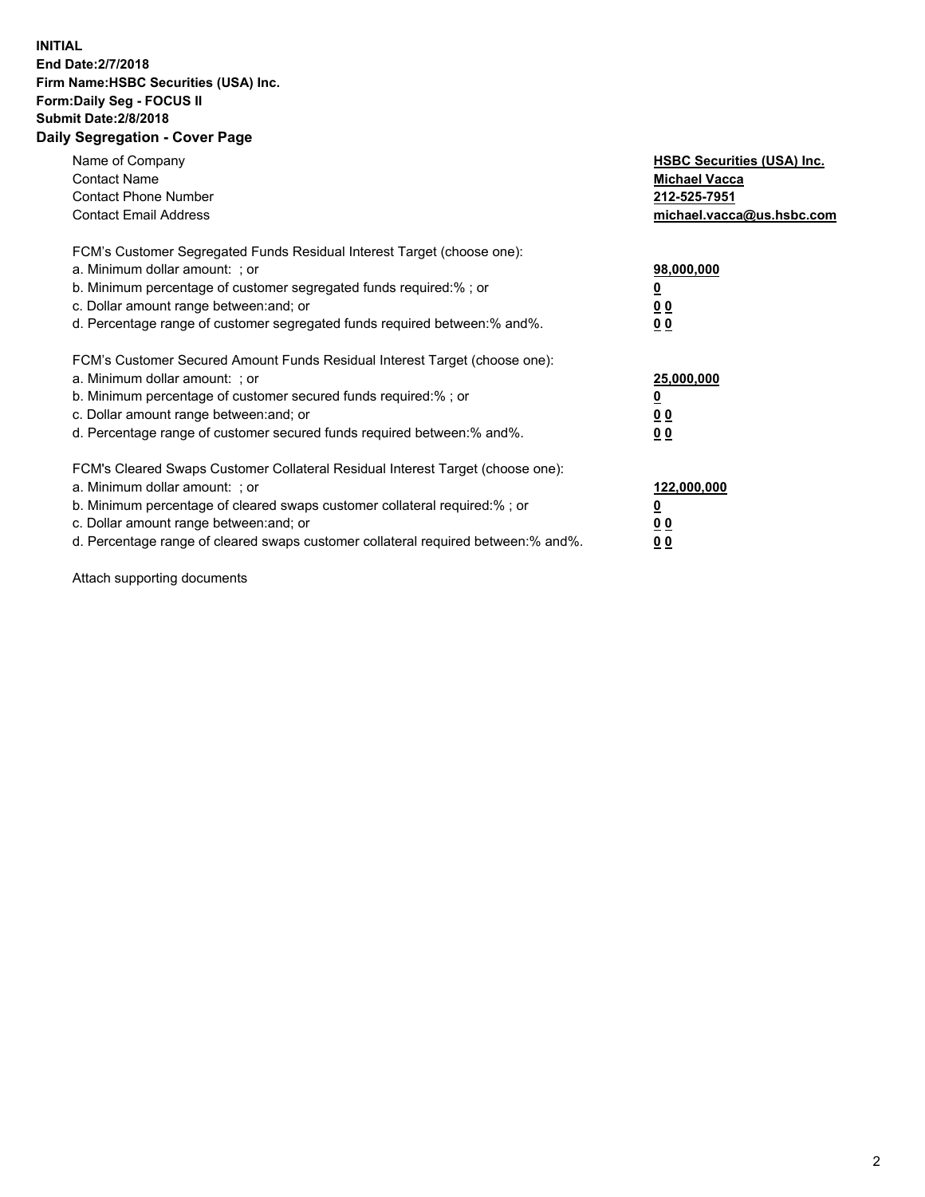**INITIAL**
**End Date:2/7/2018**
**Firm Name:HSBC Securities (USA) Inc.**
**Form:Daily Seg - FOCUS II**
**Submit Date:2/8/2018**

## Daily Segregation - Cover Page

| | |
|---|---|
| Name of Company | **HSBC Securities (USA) Inc.** |
| Contact Name | **Michael Vacca** |
| Contact Phone Number | **212-525-7951** |
| Contact Email Address | **michael.vacca@us.hsbc.com** |

FCM's Customer Segregated Funds Residual Interest Target (choose one):

| | |
|---|---|
| a. Minimum dollar amount: ; or | **98,000,000** |
| b. Minimum percentage of customer segregated funds required:% ; or | **0** |
| c. Dollar amount range between:and; or | **0 0** |
| d. Percentage range of customer segregated funds required between:% and%. | **0 0** |

FCM's Customer Secured Amount Funds Residual Interest Target (choose one):

| | |
|---|---|
| a. Minimum dollar amount: ; or | **25,000,000** |
| b. Minimum percentage of customer secured funds required:% ; or | **0** |
| c. Dollar amount range between:and; or | **0 0** |
| d. Percentage range of customer secured funds required between:% and%. | **0 0** |

FCM's Cleared Swaps Customer Collateral Residual Interest Target (choose one):

| | |
|---|---|
| a. Minimum dollar amount: ; or | **122,000,000** |
| b. Minimum percentage of cleared swaps customer collateral required:% ; or | **0** |
| c. Dollar amount range between:and; or | **0 0** |
| d. Percentage range of cleared swaps customer collateral required between:% and%. | **0 0** |

Attach supporting documents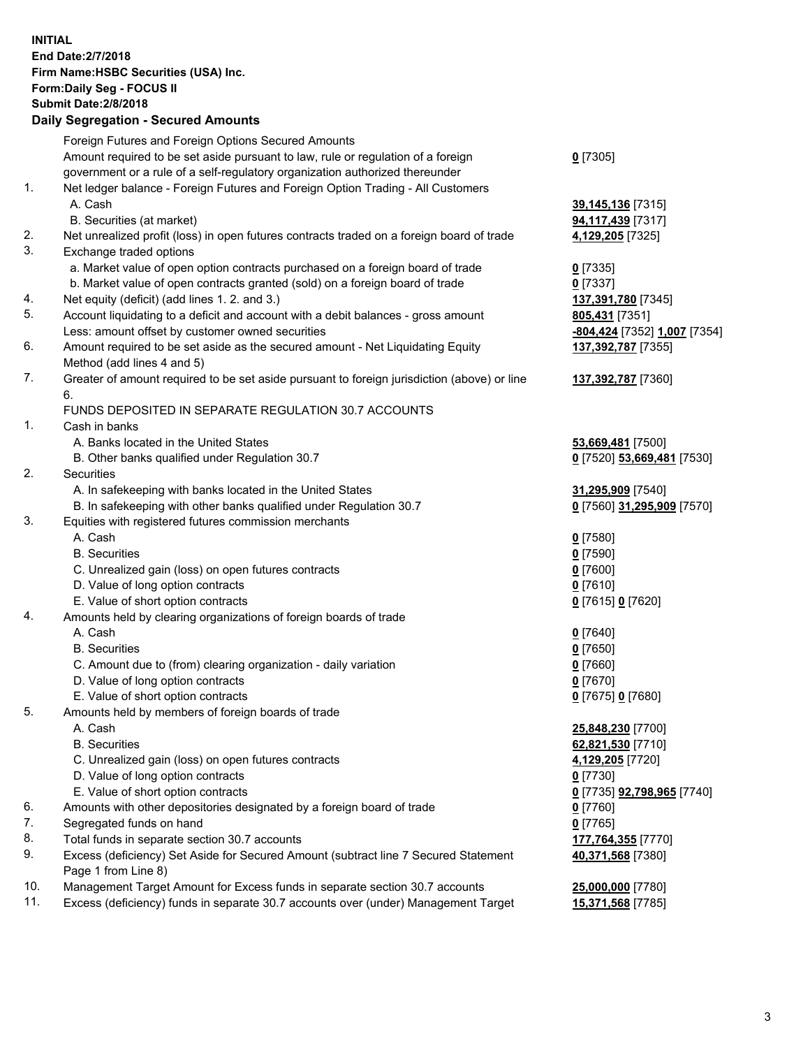**INITIAL**
**End Date:2/7/2018**
**Firm Name:HSBC Securities (USA) Inc.**
**Form:Daily Seg - FOCUS II**
**Submit Date:2/8/2018**

## Daily Segregation - Secured Amounts

| | | |
|---|---|---|
| | Foreign Futures and Foreign Options Secured Amounts | |
| | Amount required to be set aside pursuant to law, rule or regulation of a foreign government or a rule of a self-regulatory organization authorized thereunder | **0** [7305] |
| 1. | Net ledger balance - Foreign Futures and Foreign Option Trading - All Customers | |
| | A. Cash | **39,145,136** [7315] |
| | B. Securities (at market) | **94,117,439** [7317] |
| 2. | Net unrealized profit (loss) in open futures contracts traded on a foreign board of trade | **4,129,205** [7325] |
| 3. | Exchange traded options | |
| | a. Market value of open option contracts purchased on a foreign board of trade | **0** [7335] |
| | b. Market value of open contracts granted (sold) on a foreign board of trade | **0** [7337] |
| 4. | Net equity (deficit) (add lines 1. 2. and 3.) | **137,391,780** [7345] |
| 5. | Account liquidating to a deficit and account with a debit balances - gross amount | **805,431** [7351] |
| | Less: amount offset by customer owned securities | **-804,424** [7352] **1,007** [7354] |
| 6. | Amount required to be set aside as the secured amount - Net Liquidating Equity Method (add lines 4 and 5) | **137,392,787** [7355] |
| 7. | Greater of amount required to be set aside pursuant to foreign jurisdiction (above) or line 6. | **137,392,787** [7360] |
| | FUNDS DEPOSITED IN SEPARATE REGULATION 30.7 ACCOUNTS | |
| 1. | Cash in banks | |
| | A. Banks located in the United States | **53,669,481** [7500] |
| | B. Other banks qualified under Regulation 30.7 | **0** [7520] **53,669,481** [7530] |
| 2. | Securities | |
| | A. In safekeeping with banks located in the United States | **31,295,909** [7540] |
| | B. In safekeeping with other banks qualified under Regulation 30.7 | **0** [7560] **31,295,909** [7570] |
| 3. | Equities with registered futures commission merchants | |
| | A. Cash | **0** [7580] |
| | B. Securities | **0** [7590] |
| | C. Unrealized gain (loss) on open futures contracts | **0** [7600] |
| | D. Value of long option contracts | **0** [7610] |
| | E. Value of short option contracts | **0** [7615] **0** [7620] |
| 4. | Amounts held by clearing organizations of foreign boards of trade | |
| | A. Cash | **0** [7640] |
| | B. Securities | **0** [7650] |
| | C. Amount due to (from) clearing organization - daily variation | **0** [7660] |
| | D. Value of long option contracts | **0** [7670] |
| | E. Value of short option contracts | **0** [7675] **0** [7680] |
| 5. | Amounts held by members of foreign boards of trade | |
| | A. Cash | **25,848,230** [7700] |
| | B. Securities | **62,821,530** [7710] |
| | C. Unrealized gain (loss) on open futures contracts | **4,129,205** [7720] |
| | D. Value of long option contracts | **0** [7730] |
| | E. Value of short option contracts | **0** [7735] **92,798,965** [7740] |
| 6. | Amounts with other depositories designated by a foreign board of trade | **0** [7760] |
| 7. | Segregated funds on hand | **0** [7765] |
| 8. | Total funds in separate section 30.7 accounts | **177,764,355** [7770] |
| 9. | Excess (deficiency) Set Aside for Secured Amount (subtract line 7 Secured Statement Page 1 from Line 8) | **40,371,568** [7380] |
| 10. | Management Target Amount for Excess funds in separate section 30.7 accounts | **25,000,000** [7780] |
| 11. | Excess (deficiency) funds in separate 30.7 accounts over (under) Management Target | **15,371,568** [7785] |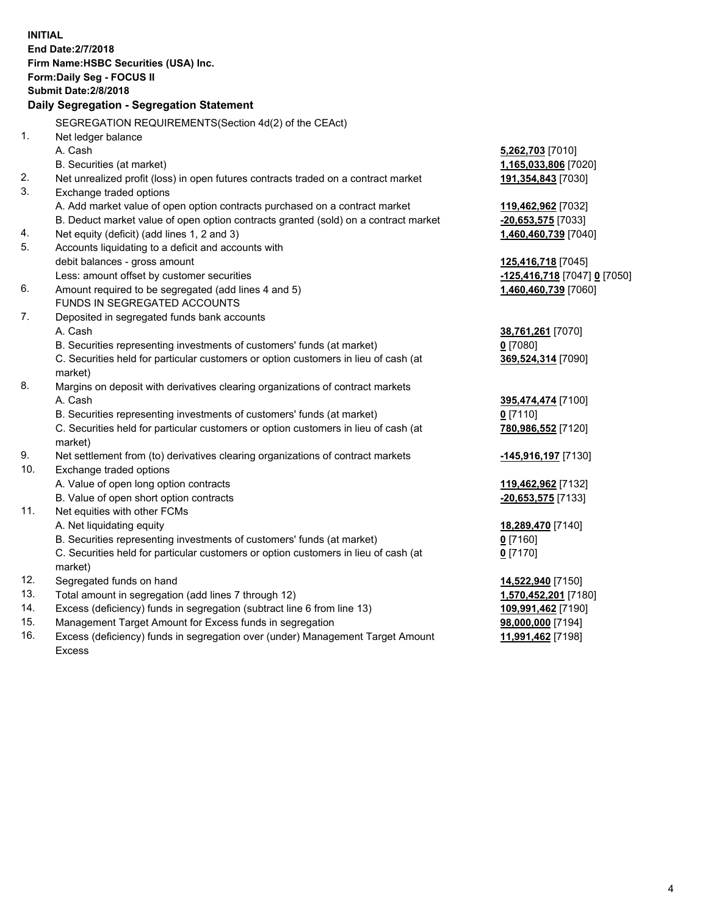**INITIAL**
**End Date:2/7/2018**
**Firm Name:HSBC Securities (USA) Inc.**
**Form:Daily Seg - FOCUS II**
**Submit Date:2/8/2018**

**Daily Segregation - Segregation Statement**

SEGREGATION REQUIREMENTS(Section 4d(2) of the CEAct)

| | | |
|---|---|---|
| 1. | Net ledger balance | |
| | A. Cash | **5,262,703** [7010] |
| | B. Securities (at market) | **1,165,033,806** [7020] |
| 2. | Net unrealized profit (loss) in open futures contracts traded on a contract market | **191,354,843** [7030] |
| 3. | Exchange traded options | |
| | A. Add market value of open option contracts purchased on a contract market | **119,462,962** [7032] |
| | B. Deduct market value of open option contracts granted (sold) on a contract market | **-20,653,575** [7033] |
| 4. | Net equity (deficit) (add lines 1, 2 and 3) | **1,460,460,739** [7040] |
| 5. | Accounts liquidating to a deficit and accounts with | |
| | debit balances - gross amount | **125,416,718** [7045] |
| | Less: amount offset by customer securities | **-125,416,718** [7047] **0** [7050] |
| 6. | Amount required to be segregated (add lines 4 and 5) | **1,460,460,739** [7060] |
| | FUNDS IN SEGREGATED ACCOUNTS | |
| 7. | Deposited in segregated funds bank accounts | |
| | A. Cash | **38,761,261** [7070] |
| | B. Securities representing investments of customers' funds (at market) | **0** [7080] |
| | C. Securities held for particular customers or option customers in lieu of cash (at market) | **369,524,314** [7090] |
| 8. | Margins on deposit with derivatives clearing organizations of contract markets | |
| | A. Cash | **395,474,474** [7100] |
| | B. Securities representing investments of customers' funds (at market) | **0** [7110] |
| | C. Securities held for particular customers or option customers in lieu of cash (at market) | **780,986,552** [7120] |
| 9. | Net settlement from (to) derivatives clearing organizations of contract markets | **-145,916,197** [7130] |
| 10. | Exchange traded options | |
| | A. Value of open long option contracts | **119,462,962** [7132] |
| | B. Value of open short option contracts | **-20,653,575** [7133] |
| 11. | Net equities with other FCMs | |
| | A. Net liquidating equity | **18,289,470** [7140] |
| | B. Securities representing investments of customers' funds (at market) | **0** [7160] |
| | C. Securities held for particular customers or option customers in lieu of cash (at market) | **0** [7170] |
| 12. | Segregated funds on hand | **14,522,940** [7150] |
| 13. | Total amount in segregation (add lines 7 through 12) | **1,570,452,201** [7180] |
| 14. | Excess (deficiency) funds in segregation (subtract line 6 from line 13) | **109,991,462** [7190] |
| 15. | Management Target Amount for Excess funds in segregation | **98,000,000** [7194] |
| 16. | Excess (deficiency) funds in segregation over (under) Management Target Amount Excess | **11,991,462** [7198] |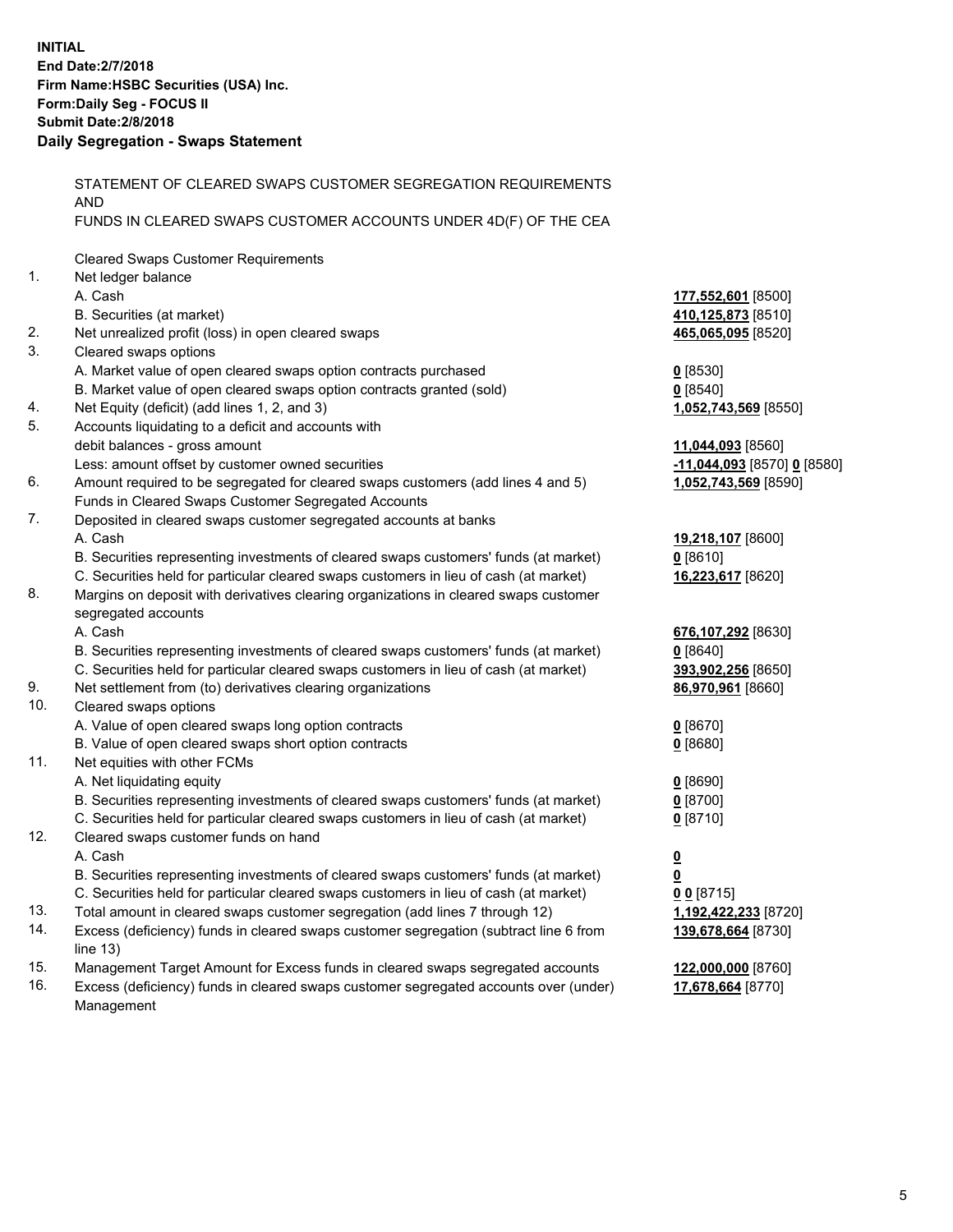**INITIAL**
**End Date:2/7/2018**
**Firm Name:HSBC Securities (USA) Inc.**
**Form:Daily Seg - FOCUS II**
**Submit Date:2/8/2018**
**Daily Segregation - Swaps Statement**

STATEMENT OF CLEARED SWAPS CUSTOMER SEGREGATION REQUIREMENTS AND FUNDS IN CLEARED SWAPS CUSTOMER ACCOUNTS UNDER 4D(F) OF THE CEA

| | | |
|---|---|---|
| | Cleared Swaps Customer Requirements | |
| 1. | Net ledger balance | |
| | A. Cash | **177,552,601** [8500] |
| | B. Securities (at market) | **410,125,873** [8510] |
| 2. | Net unrealized profit (loss) in open cleared swaps | **465,065,095** [8520] |
| 3. | Cleared swaps options | |
| | A. Market value of open cleared swaps option contracts purchased | **0** [8530] |
| | B. Market value of open cleared swaps option contracts granted (sold) | **0** [8540] |
| 4. | Net Equity (deficit) (add lines 1, 2, and 3) | **1,052,743,569** [8550] |
| 5. | Accounts liquidating to a deficit and accounts with debit balances - gross amount | **11,044,093** [8560] |
| | Less: amount offset by customer owned securities | **-11,044,093** [8570] **0** [8580] |
| 6. | Amount required to be segregated for cleared swaps customers (add lines 4 and 5) | **1,052,743,569** [8590] |
| | Funds in Cleared Swaps Customer Segregated Accounts | |
| 7. | Deposited in cleared swaps customer segregated accounts at banks | |
| | A. Cash | **19,218,107** [8600] |
| | B. Securities representing investments of cleared swaps customers' funds (at market) | **0** [8610] |
| | C. Securities held for particular cleared swaps customers in lieu of cash (at market) | **16,223,617** [8620] |
| 8. | Margins on deposit with derivatives clearing organizations in cleared swaps customer segregated accounts | |
| | A. Cash | **676,107,292** [8630] |
| | B. Securities representing investments of cleared swaps customers' funds (at market) | **0** [8640] |
| | C. Securities held for particular cleared swaps customers in lieu of cash (at market) | **393,902,256** [8650] |
| 9. | Net settlement from (to) derivatives clearing organizations | **86,970,961** [8660] |
| 10. | Cleared swaps options | |
| | A. Value of open cleared swaps long option contracts | **0** [8670] |
| | B. Value of open cleared swaps short option contracts | **0** [8680] |
| 11. | Net equities with other FCMs | |
| | A. Net liquidating equity | **0** [8690] |
| | B. Securities representing investments of cleared swaps customers' funds (at market) | **0** [8700] |
| | C. Securities held for particular cleared swaps customers in lieu of cash (at market) | **0** [8710] |
| 12. | Cleared swaps customer funds on hand | |
| | A. Cash | **0** |
| | B. Securities representing investments of cleared swaps customers' funds (at market) | **0** |
| | C. Securities held for particular cleared swaps customers in lieu of cash (at market) | **0** **0** [8715] |
| 13. | Total amount in cleared swaps customer segregation (add lines 7 through 12) | **1,192,422,233** [8720] |
| 14. | Excess (deficiency) funds in cleared swaps customer segregation (subtract line 6 from line 13) | **139,678,664** [8730] |
| 15. | Management Target Amount for Excess funds in cleared swaps segregated accounts | **122,000,000** [8760] |
| 16. | Excess (deficiency) funds in cleared swaps customer segregated accounts over (under) Management | **17,678,664** [8770] |